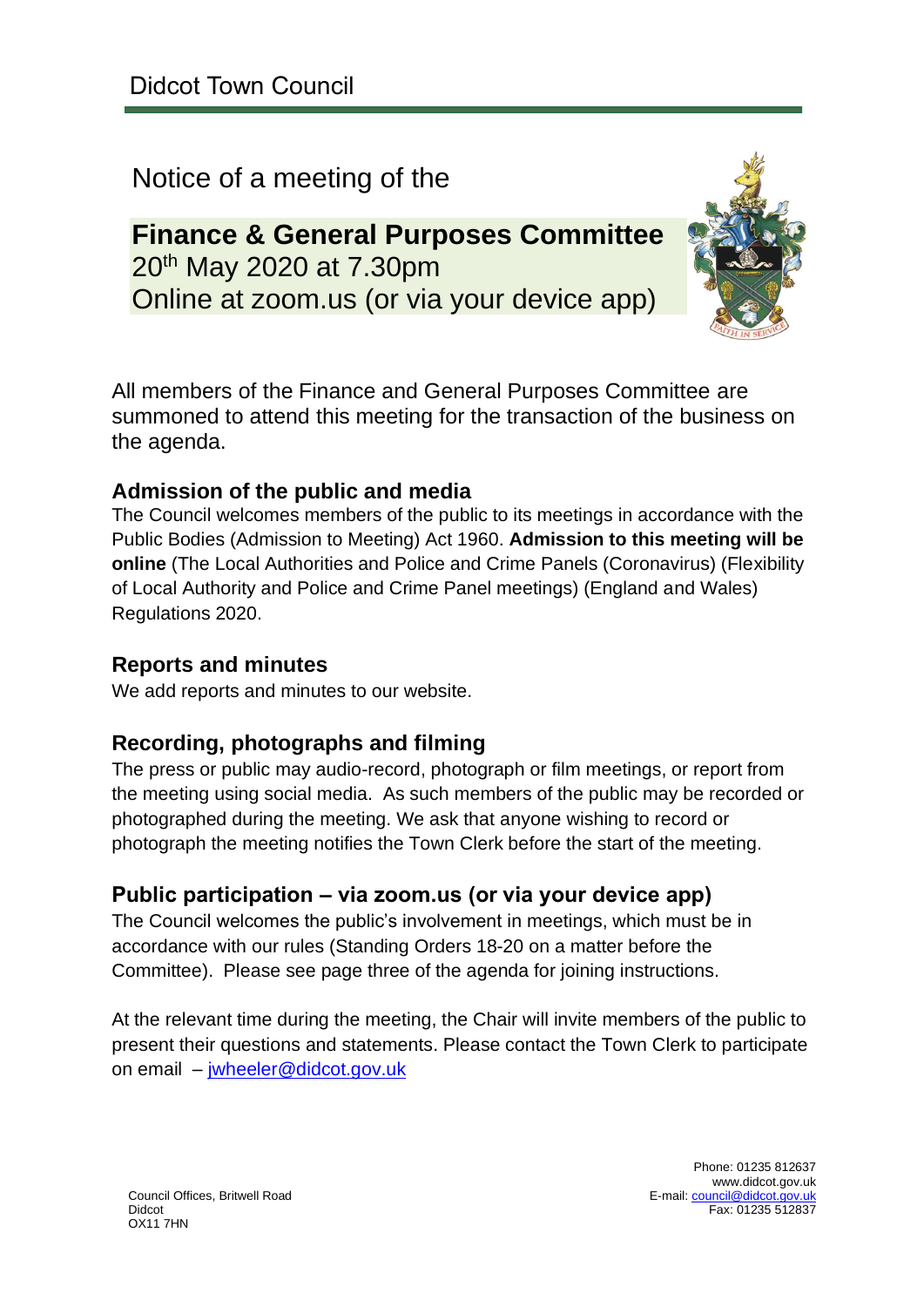Didcot Town Council

Notice of a meeting of the

# Finance & General Purposes Committee

20th May 2020 at 7.30pm
Online at zoom.us (or via your device app)

All members of the Finance and General Purposes Committee are summoned to attend this meeting for the transaction of the business on the agenda.

## Admission of the public and media

The Council welcomes members of the public to its meetings in accordance with the Public Bodies (Admission to Meeting) Act 1960. **Admission to this meeting will be online** (The Local Authorities and Police and Crime Panels (Coronavirus) (Flexibility of Local Authority and Police and Crime Panel meetings) (England and Wales) Regulations 2020.

## Reports and minutes

We add reports and minutes to our website.

## Recording, photographs and filming

The press or public may audio-record, photograph or film meetings, or report from the meeting using social media. As such members of the public may be recorded or photographed during the meeting. We ask that anyone wishing to record or photograph the meeting notifies the Town Clerk before the start of the meeting.

## Public participation – via zoom.us (or via your device app)

The Council welcomes the public's involvement in meetings, which must be in accordance with our rules (Standing Orders 18-20 on a matter before the Committee). Please see page three of the agenda for joining instructions.

At the relevant time during the meeting, the Chair will invite members of the public to present their questions and statements. Please contact the Town Clerk to participate on email – jwheeler@didcot.gov.uk

Council Offices, Britwell Road
Didcot
OX11 7HN

Phone: 01235 812637
www.didcot.gov.uk
E-mail: council@didcot.gov.uk
Fax: 01235 512837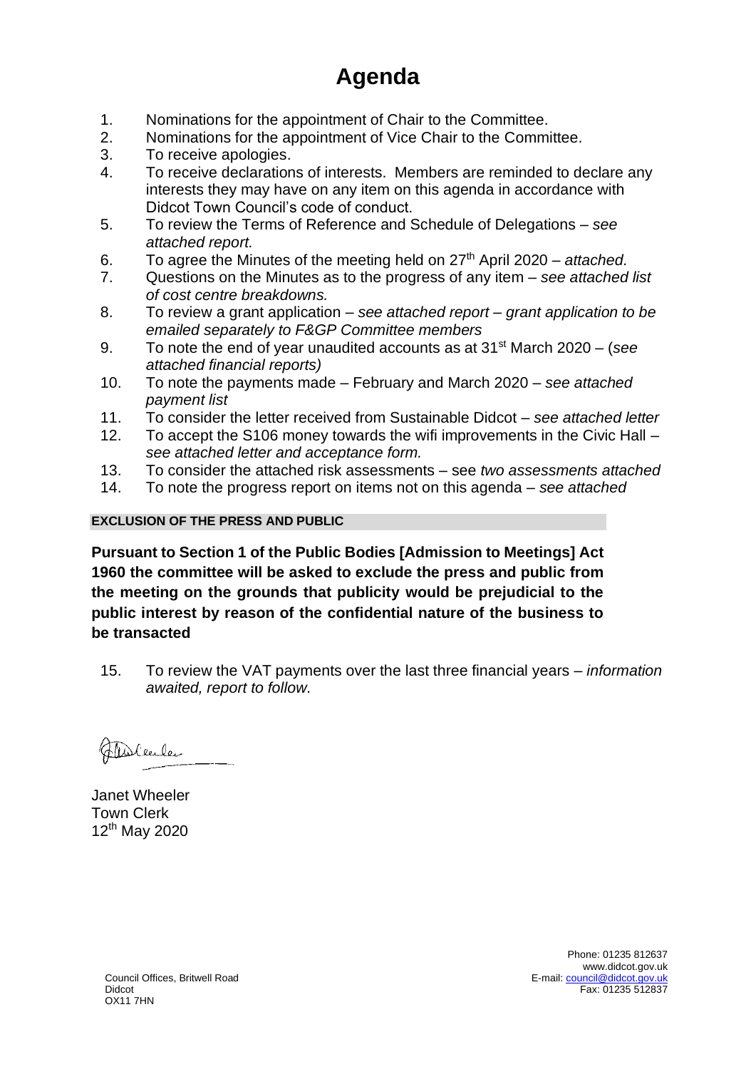# Agenda

1. Nominations for the appointment of Chair to the Committee.
2. Nominations for the appointment of Vice Chair to the Committee.
3. To receive apologies.
4. To receive declarations of interests. Members are reminded to declare any interests they may have on any item on this agenda in accordance with Didcot Town Council's code of conduct.
5. To review the Terms of Reference and Schedule of Delegations – *see attached report.*
6. To agree the Minutes of the meeting held on 27th April 2020 – *attached.*
7. Questions on the Minutes as to the progress of any item – *see attached list of cost centre breakdowns.*
8. To review a grant application – *see attached report – grant application to be emailed separately to F&GP Committee members*
9. To note the end of year unaudited accounts as at 31st March 2020 – (*see attached financial reports)*
10. To note the payments made – February and March 2020 – *see attached payment list*
11. To consider the letter received from Sustainable Didcot – *see attached letter*
12. To accept the S106 money towards the wifi improvements in the Civic Hall – *see attached letter and acceptance form.*
13. To consider the attached risk assessments – see *two assessments attached*
14. To note the progress report on items not on this agenda – *see attached*

**EXCLUSION OF THE PRESS AND PUBLIC**

**Pursuant to Section 1 of the Public Bodies [Admission to Meetings] Act 1960 the committee will be asked to exclude the press and public from the meeting on the grounds that publicity would be prejudicial to the public interest by reason of the confidential nature of the business to be transacted**

15. To review the VAT payments over the last three financial years – *information awaited, report to follow.*

Janet Wheeler
Town Clerk
12th May 2020

Council Offices, Britwell Road
Didcot
OX11 7HN

Phone: 01235 812637
www.didcot.gov.uk
E-mail: council@didcot.gov.uk
Fax: 01235 512837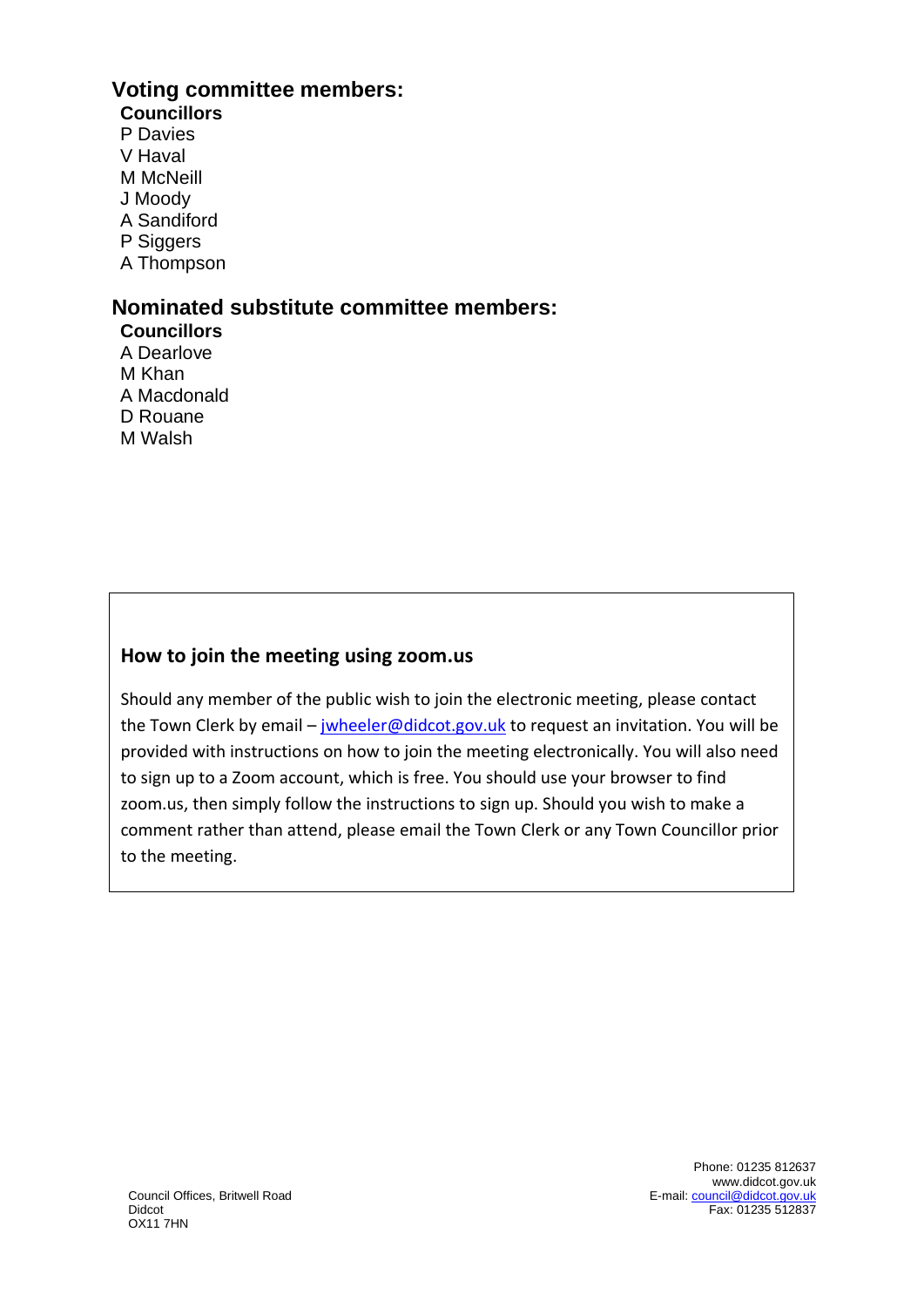## Voting committee members:

**Councillors**

P Davies
V Haval
M McNeill
J Moody
A Sandiford
P Siggers
A Thompson

## Nominated substitute committee members:

**Councillors**

A Dearlove
M Khan
A Macdonald
D Rouane
M Walsh

### How to join the meeting using zoom.us

Should any member of the public wish to join the electronic meeting, please contact the Town Clerk by email – jwheeler@didcot.gov.uk to request an invitation. You will be provided with instructions on how to join the meeting electronically. You will also need to sign up to a Zoom account, which is free. You should use your browser to find zoom.us, then simply follow the instructions to sign up. Should you wish to make a comment rather than attend, please email the Town Clerk or any Town Councillor prior to the meeting.

Council Offices, Britwell Road
Didcot
OX11 7HN

Phone: 01235 812637
www.didcot.gov.uk
E-mail: council@didcot.gov.uk
Fax: 01235 512837